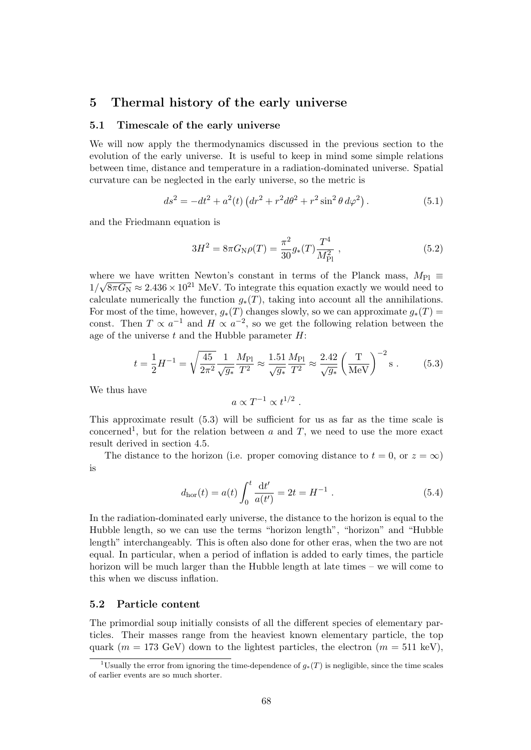# 5 Thermal history of the early universe

## 5.1 Timescale of the early universe

We will now apply the thermodynamics discussed in the previous section to the evolution of the early universe. It is useful to keep in mind some simple relations between time, distance and temperature in a radiation-dominated universe. Spatial curvature can be neglected in the early universe, so the metric is

$$ds^2 = -dt^2 + a^2(t)\left(dr^2 + r^2 d\theta^2 + r^2 \sin^2\theta \, d\varphi^2\right) . \tag{5.1}$$

and the Friedmann equation is

$$3H^2 = 8\pi G_\mathrm{N} \rho(T) = \frac{\pi^2}{30} g_*(T) \frac{T^4}{M_\mathrm{Pl}^2} , \tag{5.2}$$

where we have written Newton's constant in terms of the Planck mass, $M_\mathrm{Pl} \equiv 1/\sqrt{8\pi G_\mathrm{N}} \approx 2.436 \times 10^{21}$ MeV. To integrate this equation exactly we would need to calculate numerically the function $g_*(T)$, taking into account all the annihilations. For most of the time, however, $g_*(T)$ changes slowly, so we can approximate $g_*(T) =$ const. Then $T \propto a^{-1}$ and $H \propto a^{-2}$, so we get the following relation between the age of the universe $t$ and the Hubble parameter $H$:

$$t = \frac{1}{2} H^{-1} = \sqrt{\frac{45}{2\pi^2}} \frac{1}{\sqrt{g_*}} \frac{M_\mathrm{Pl}}{T^2} \approx \frac{1.51}{\sqrt{g_*}} \frac{M_\mathrm{Pl}}{T^2} \approx \frac{2.42}{\sqrt{g_*}} \left(\frac{\mathrm{T}}{\mathrm{MeV}}\right)^{-2} \mathrm{s} . \tag{5.3}$$

We thus have

$$a \propto T^{-1} \propto t^{1/2} .$$

This approximate result (5.3) will be sufficient for us as far as the time scale is concerned[1], but for the relation between $a$ and $T$, we need to use the more exact result derived in section 4.5.

The distance to the horizon (i.e. proper comoving distance to $t = 0$, or $z = \infty$) is

$$d_\mathrm{hor}(t) = a(t) \int_0^t \frac{\mathrm{d}t'}{a(t')} = 2t = H^{-1} . \tag{5.4}$$

In the radiation-dominated early universe, the distance to the horizon is equal to the Hubble length, so we can use the terms "horizon length", "horizon" and "Hubble length" interchangeably. This is often also done for other eras, when the two are not equal. In particular, when a period of inflation is added to early times, the particle horizon will be much larger than the Hubble length at late times – we will come to this when we discuss inflation.

## 5.2 Particle content

The primordial soup initially consists of all the different species of elementary particles. Their masses range from the heaviest known elementary particle, the top quark ($m = 173$ GeV) down to the lightest particles, the electron ($m = 511$ keV),

[1] Usually the error from ignoring the time-dependence of $g_*(T)$ is negligible, since the time scales of earlier events are so much shorter.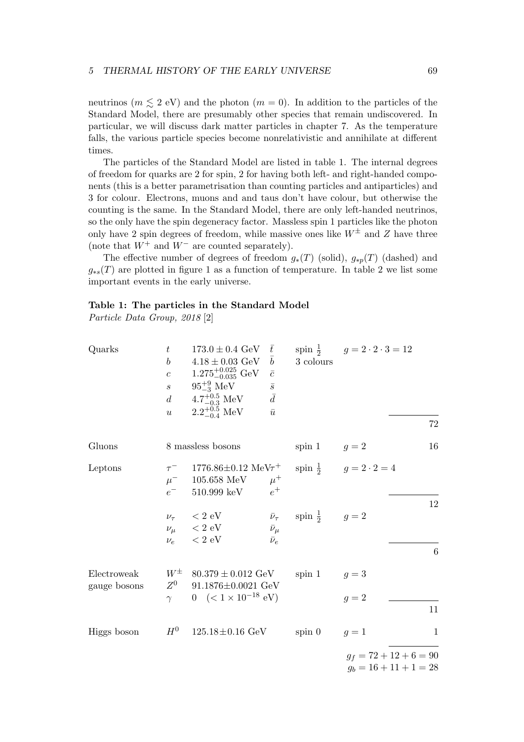neutrinos ($m \lesssim 2$ eV) and the photon ($m = 0$). In addition to the particles of the Standard Model, there are presumably other species that remain undiscovered. In particular, we will discuss dark matter particles in chapter 7. As the temperature falls, the various particle species become nonrelativistic and annihilate at different times.

The particles of the Standard Model are listed in table 1. The internal degrees of freedom for quarks are 2 for spin, 2 for having both left- and right-handed components (this is a better parametrisation than counting particles and antiparticles) and 3 for colour. Electrons, muons and and taus don't have colour, but otherwise the counting is the same. In the Standard Model, there are only left-handed neutrinos, so the only have the spin degeneracy factor. Massless spin 1 particles like the photon only have 2 spin degrees of freedom, while massive ones like $W^\pm$ and $Z$ have three (note that $W^+$ and $W^-$ are counted separately).

The effective number of degrees of freedom $g_*(T)$ (solid), $g_{*p}(T)$ (dashed) and $g_{*s}(T)$ are plotted in figure 1 as a function of temperature. In table 2 we list some important events in the early universe.

**Table 1: The particles in the Standard Model**
*Particle Data Group, 2018* [2]

| | | | | | | |
|---|---|---|---|---|---|---|
| Quarks | $t$ | $173.0 \pm 0.4$ GeV | $\bar{t}$ | spin $\frac{1}{2}$ | $g = 2 \cdot 2 \cdot 3 = 12$ | |
| | $b$ | $4.18 \pm 0.03$ GeV | $\bar{b}$ | 3 colours | | |
| | $c$ | $1.275^{+0.025}_{-0.035}$ GeV | $\bar{c}$ | | | |
| | $s$ | $95^{+9}_{-3}$ MeV | $\bar{s}$ | | | |
| | $d$ | $4.7^{+0.5}_{-0.3}$ MeV | $\bar{d}$ | | | |
| | $u$ | $2.2^{+0.5}_{-0.4}$ MeV | $\bar{u}$ | | | 72 |
| Gluons | | 8 massless bosons | | spin 1 | $g = 2$ | 16 |
| Leptons | $\tau^-$ | $1776.86 \pm 0.12$ MeV | $\tau^+$ | spin $\frac{1}{2}$ | $g = 2 \cdot 2 = 4$ | |
| | $\mu^-$ | 105.658 MeV | $\mu^+$ | | | |
| | $e^-$ | 510.999 keV | $e^+$ | | | 12 |
| | $\nu_\tau$ | $< 2$ eV | $\bar{\nu}_\tau$ | spin $\frac{1}{2}$ | $g = 2$ | |
| | $\nu_\mu$ | $< 2$ eV | $\bar{\nu}_\mu$ | | | |
| | $\nu_e$ | $< 2$ eV | $\bar{\nu}_e$ | | | 6 |
| Electroweak gauge bosons | $W^\pm$ | $80.379 \pm 0.012$ GeV | | spin 1 | $g = 3$ | |
| | $Z^0$ | $91.1876 \pm 0.0021$ GeV | | | | |
| | $\gamma$ | $0 \quad (< 1 \times 10^{-18}$ eV) | | | $g = 2$ | 11 |
| Higgs boson | $H^0$ | $125.18 \pm 0.16$ GeV | | spin 0 | $g = 1$ | 1 |

$g_f = 72 + 12 + 6 = 90$
$g_b = 16 + 11 + 1 = 28$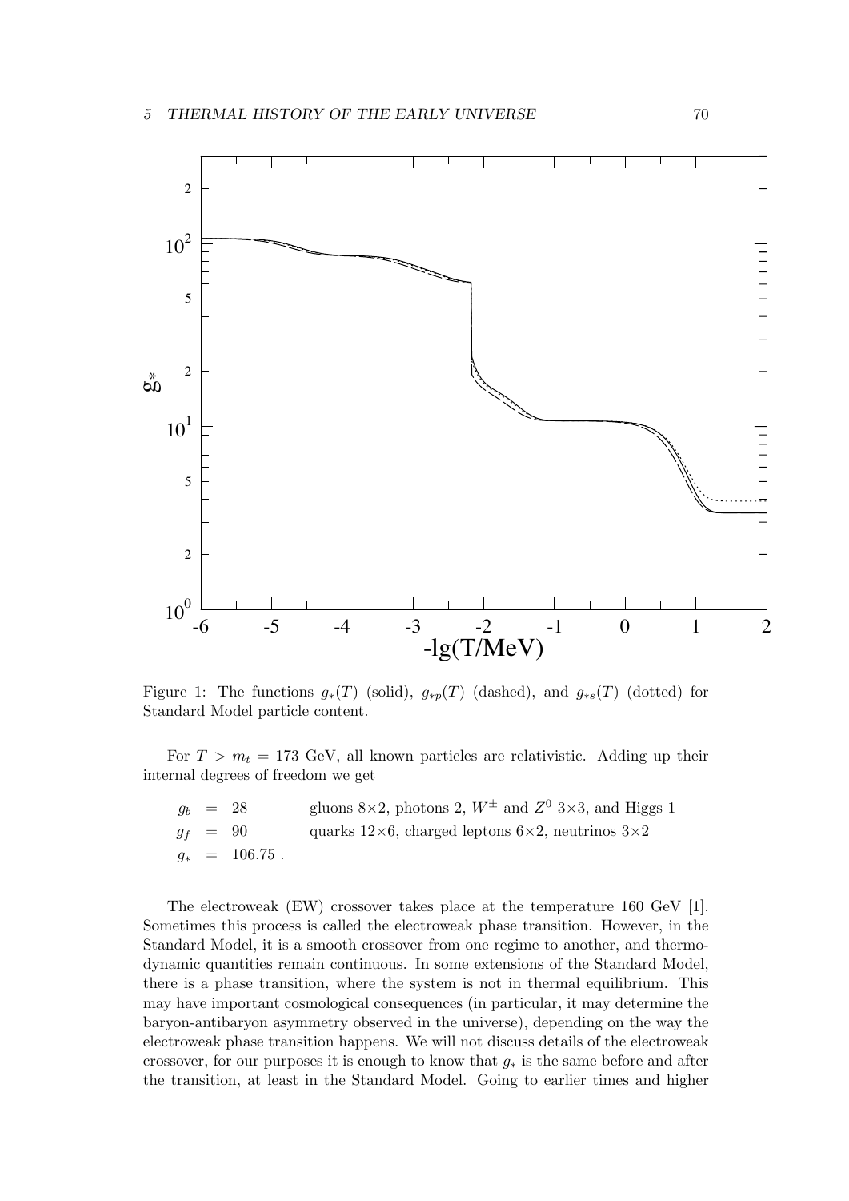Figure 1: The functions $g_*(T)$ (solid), $g_{*p}(T)$ (dashed), and $g_{*s}(T)$ (dotted) for Standard Model particle content.

For $T > m_t = 173$ GeV, all known particles are relativistic. Adding up their internal degrees of freedom we get

$$
\begin{aligned}
g_b &= 28 \qquad \text{gluons } 8\times2, \text{ photons } 2, W^\pm \text{ and } Z^0\ 3\times3, \text{ and Higgs } 1 \\
g_f &= 90 \qquad \text{quarks } 12\times6, \text{ charged leptons } 6\times2, \text{ neutrinos } 3\times2 \\
g_* &= 106.75\ .
\end{aligned}
$$

The electroweak (EW) crossover takes place at the temperature 160 GeV [1]. Sometimes this process is called the electroweak phase transition. However, in the Standard Model, it is a smooth crossover from one regime to another, and thermodynamic quantities remain continuous. In some extensions of the Standard Model, there is a phase transition, where the system is not in thermal equilibrium. This may have important cosmological consequences (in particular, it may determine the baryon-antibaryon asymmetry observed in the universe), depending on the way the electroweak phase transition happens. We will not discuss details of the electroweak crossover, for our purposes it is enough to know that $g_*$ is the same before and after the transition, at least in the Standard Model. Going to earlier times and higher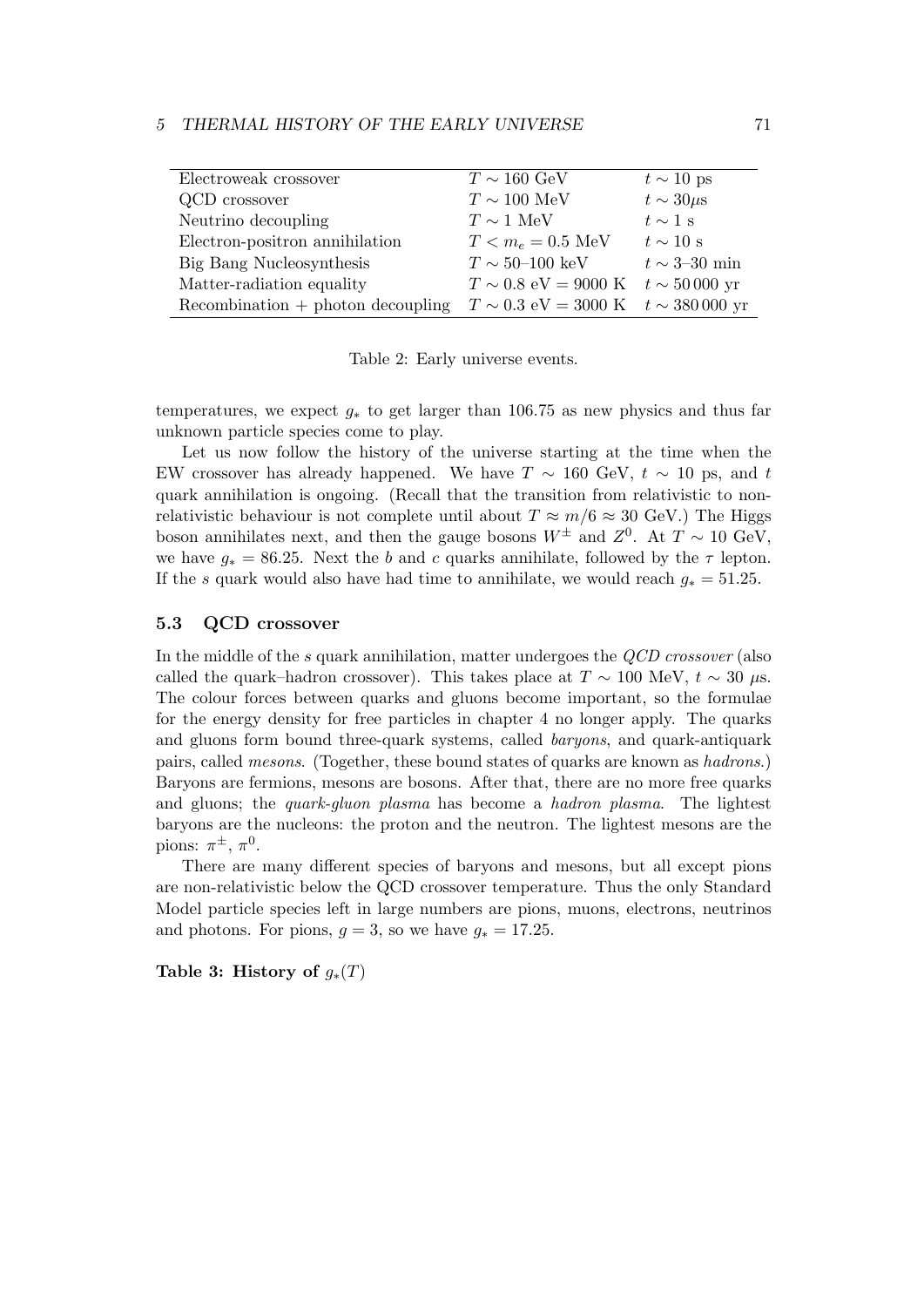| | | |
|---|---|---|
| Electroweak crossover | $T \sim 160$ GeV | $t \sim 10$ ps |
| QCD crossover | $T \sim 100$ MeV | $t \sim 30\mu$s |
| Neutrino decoupling | $T \sim 1$ MeV | $t \sim 1$ s |
| Electron-positron annihilation | $T < m_e = 0.5$ MeV | $t \sim 10$ s |
| Big Bang Nucleosynthesis | $T \sim 50$–$100$ keV | $t \sim 3$–$30$ min |
| Matter-radiation equality | $T \sim 0.8$ eV $= 9000$ K | $t \sim 50\,000$ yr |
| Recombination + photon decoupling | $T \sim 0.3$ eV $= 3000$ K | $t \sim 380\,000$ yr |

Table 2: Early universe events.

temperatures, we expect $g_*$ to get larger than 106.75 as new physics and thus far unknown particle species come to play.

Let us now follow the history of the universe starting at the time when the EW crossover has already happened. We have $T \sim 160$ GeV, $t \sim 10$ ps, and $t$ quark annihilation is ongoing. (Recall that the transition from relativistic to non-relativistic behaviour is not complete until about $T \approx m/6 \approx 30$ GeV.) The Higgs boson annihilates next, and then the gauge bosons $W^{\pm}$ and $Z^0$. At $T \sim 10$ GeV, we have $g_* = 86.25$. Next the $b$ and $c$ quarks annihilate, followed by the $\tau$ lepton. If the $s$ quark would also have had time to annihilate, we would reach $g_* = 51.25$.

### 5.3 QCD crossover

In the middle of the $s$ quark annihilation, matter undergoes the *QCD crossover* (also called the quark–hadron crossover). This takes place at $T \sim 100$ MeV, $t \sim 30$ $\mu$s. The colour forces between quarks and gluons become important, so the formulae for the energy density for free particles in chapter 4 no longer apply. The quarks and gluons form bound three-quark systems, called *baryons*, and quark-antiquark pairs, called *mesons*. (Together, these bound states of quarks are known as *hadrons*.) Baryons are fermions, mesons are bosons. After that, there are no more free quarks and gluons; the *quark-gluon plasma* has become a *hadron plasma*. The lightest baryons are the nucleons: the proton and the neutron. The lightest mesons are the pions: $\pi^{\pm}$, $\pi^0$.

There are many different species of baryons and mesons, but all except pions are non-relativistic below the QCD crossover temperature. Thus the only Standard Model particle species left in large numbers are pions, muons, electrons, neutrinos and photons. For pions, $g = 3$, so we have $g_* = 17.25$.

**Table 3: History of $g_*(T)$**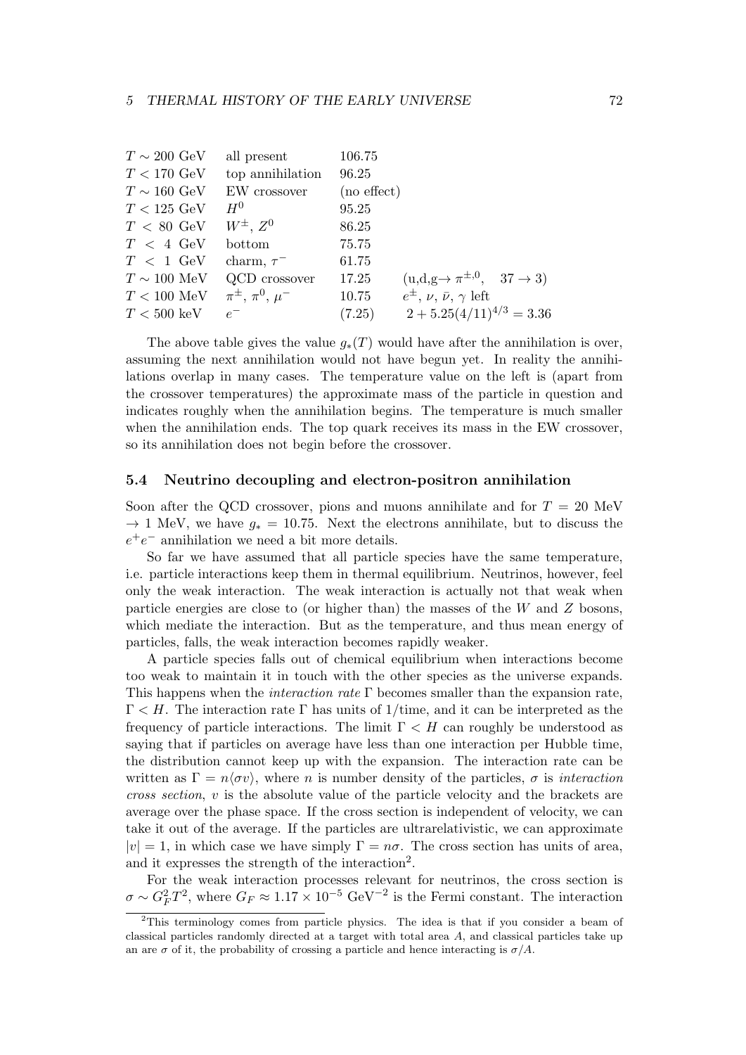| | | | |
|---|---|---|---|
| $T \sim 200$ GeV | all present | 106.75 | |
| $T < 170$ GeV | top annihilation | 96.25 | |
| $T \sim 160$ GeV | EW crossover | (no effect) | |
| $T < 125$ GeV | $H^0$ | 95.25 | |
| $T < 80$ GeV | $W^\pm$, $Z^0$ | 86.25 | |
| $T < 4$ GeV | bottom | 75.75 | |
| $T < 1$ GeV | charm, $\tau^-$ | 61.75 | |
| $T \sim 100$ MeV | QCD crossover | 17.25 | (u,d,g$\to \pi^{\pm,0}$, $37 \to 3$) |
| $T < 100$ MeV | $\pi^\pm$, $\pi^0$, $\mu^-$ | 10.75 | $e^\pm$, $\nu$, $\bar{\nu}$, $\gamma$ left |
| $T < 500$ keV | $e^-$ | (7.25) | $2 + 5.25(4/11)^{4/3} = 3.36$ |

The above table gives the value $g_*(T)$ would have after the annihilation is over, assuming the next annihilation would not have begun yet. In reality the annihilations overlap in many cases. The temperature value on the left is (apart from the crossover temperatures) the approximate mass of the particle in question and indicates roughly when the annihilation begins. The temperature is much smaller when the annihilation ends. The top quark receives its mass in the EW crossover, so its annihilation does not begin before the crossover.

### 5.4 Neutrino decoupling and electron-positron annihilation

Soon after the QCD crossover, pions and muons annihilate and for $T = 20$ MeV $\to 1$ MeV, we have $g_* = 10.75$. Next the electrons annihilate, but to discuss the $e^+e^-$ annihilation we need a bit more details.

So far we have assumed that all particle species have the same temperature, i.e. particle interactions keep them in thermal equilibrium. Neutrinos, however, feel only the weak interaction. The weak interaction is actually not that weak when particle energies are close to (or higher than) the masses of the $W$ and $Z$ bosons, which mediate the interaction. But as the temperature, and thus mean energy of particles, falls, the weak interaction becomes rapidly weaker.

A particle species falls out of chemical equilibrium when interactions become too weak to maintain it in touch with the other species as the universe expands. This happens when the *interaction rate* $\Gamma$ becomes smaller than the expansion rate, $\Gamma < H$. The interaction rate $\Gamma$ has units of 1/time, and it can be interpreted as the frequency of particle interactions. The limit $\Gamma < H$ can roughly be understood as saying that if particles on average have less than one interaction per Hubble time, the distribution cannot keep up with the expansion. The interaction rate can be written as $\Gamma = n\langle\sigma v\rangle$, where $n$ is number density of the particles, $\sigma$ is *interaction cross section*, $v$ is the absolute value of the particle velocity and the brackets are average over the phase space. If the cross section is independent of velocity, we can take it out of the average. If the particles are ultrarelativistic, we can approximate $|v| = 1$, in which case we have simply $\Gamma = n\sigma$. The cross section has units of area, and it expresses the strength of the interaction[2].

For the weak interaction processes relevant for neutrinos, the cross section is $\sigma \sim G_F^2 T^2$, where $G_F \approx 1.17 \times 10^{-5}$ GeV$^{-2}$ is the Fermi constant. The interaction

[2]This terminology comes from particle physics. The idea is that if you consider a beam of classical particles randomly directed at a target with total area $A$, and classical particles take up an are $\sigma$ of it, the probability of crossing a particle and hence interacting is $\sigma/A$.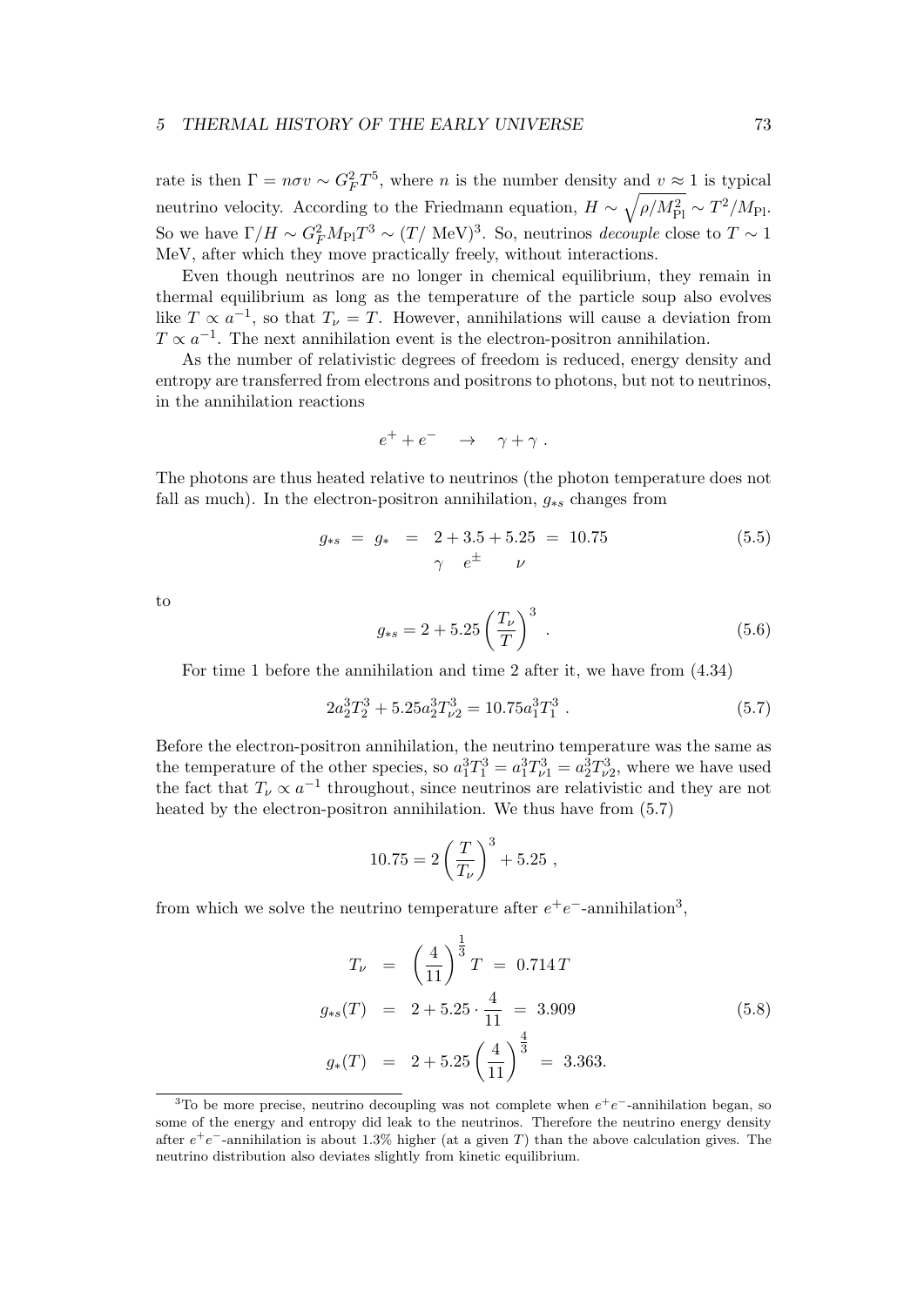rate is then $\Gamma = n\sigma v \sim G_F^2 T^5$, where $n$ is the number density and $v \approx 1$ is typical neutrino velocity. According to the Friedmann equation, $H \sim \sqrt{\rho/M_{\rm Pl}^2} \sim T^2/M_{\rm Pl}$. So we have $\Gamma/H \sim G_F^2 M_{\rm Pl} T^3 \sim (T/\text{ MeV})^3$. So, neutrinos *decouple* close to $T \sim 1$ MeV, after which they move practically freely, without interactions.

Even though neutrinos are no longer in chemical equilibrium, they remain in thermal equilibrium as long as the temperature of the particle soup also evolves like $T \propto a^{-1}$, so that $T_\nu = T$. However, annihilations will cause a deviation from $T \propto a^{-1}$. The next annihilation event is the electron-positron annihilation.

As the number of relativistic degrees of freedom is reduced, energy density and entropy are transferred from electrons and positrons to photons, but not to neutrinos, in the annihilation reactions

$$e^+ + e^- \quad \rightarrow \quad \gamma + \gamma \; .$$

The photons are thus heated relative to neutrinos (the photon temperature does not fall as much). In the electron-positron annihilation, $g_{*s}$ changes from

$$g_{*s} \;=\; g_* \;=\; \underset{\gamma}{2} + \underset{e^\pm}{3.5} + \underset{\nu}{5.25} \;=\; 10.75 \tag{5.5}$$

to

$$g_{*s} = 2 + 5.25 \left(\frac{T_\nu}{T}\right)^3 \; . \tag{5.6}$$

For time 1 before the annihilation and time 2 after it, we have from (4.34)

$$2a_2^3 T_2^3 + 5.25 a_2^3 T_{\nu 2}^3 = 10.75 a_1^3 T_1^3 \; . \tag{5.7}$$

Before the electron-positron annihilation, the neutrino temperature was the same as the temperature of the other species, so $a_1^3 T_1^3 = a_1^3 T_{\nu 1}^3 = a_2^3 T_{\nu 2}^3$, where we have used the fact that $T_\nu \propto a^{-1}$ throughout, since neutrinos are relativistic and they are not heated by the electron-positron annihilation. We thus have from (5.7)

$$10.75 = 2\left(\frac{T}{T_\nu}\right)^3 + 5.25 \; ,$$

from which we solve the neutrino temperature after $e^+e^-$-annihilation[3],

$$\begin{aligned}
T_\nu &= \left(\frac{4}{11}\right)^{\frac{1}{3}} T \;=\; 0.714\, T \\
g_{*s}(T) &= 2 + 5.25 \cdot \frac{4}{11} \;=\; 3.909 \\
g_*(T) &= 2 + 5.25 \left(\frac{4}{11}\right)^{\frac{4}{3}} \;=\; 3.363.
\end{aligned} \tag{5.8}$$

[3] To be more precise, neutrino decoupling was not complete when $e^+e^-$-annihilation began, so some of the energy and entropy did leak to the neutrinos. Therefore the neutrino energy density after $e^+e^-$-annihilation is about 1.3% higher (at a given $T$) than the above calculation gives. The neutrino distribution also deviates slightly from kinetic equilibrium.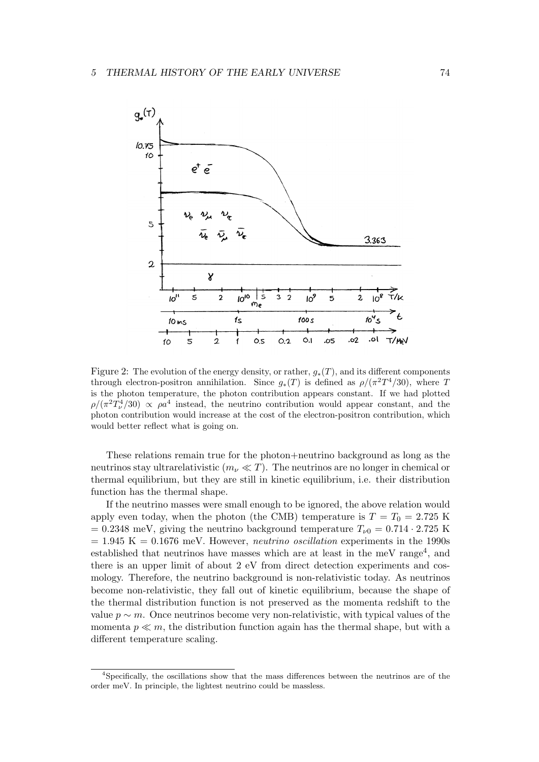Figure 2: The evolution of the energy density, or rather, $g_*(T)$, and its different components through electron-positron annihilation. Since $g_*(T)$ is defined as $\rho/(\pi^2 T^4/30)$, where $T$ is the photon temperature, the photon contribution appears constant. If we had plotted $\rho/(\pi^2 T_\nu^4/30) \propto \rho a^4$ instead, the neutrino contribution would appear constant, and the photon contribution would increase at the cost of the electron-positron contribution, which would better reflect what is going on.

These relations remain true for the photon+neutrino background as long as the neutrinos stay ultrarelativistic ($m_\nu \ll T$). The neutrinos are no longer in chemical or thermal equilibrium, but they are still in kinetic equilibrium, i.e. their distribution function has the thermal shape.

If the neutrino masses were small enough to be ignored, the above relation would apply even today, when the photon (the CMB) temperature is $T = T_0 = 2.725$ K $= 0.2348$ meV, giving the neutrino background temperature $T_{\nu 0} = 0.714 \cdot 2.725$ K $= 1.945$ K $= 0.1676$ meV. However, *neutrino oscillation* experiments in the 1990s established that neutrinos have masses which are at least in the meV range[4], and there is an upper limit of about 2 eV from direct detection experiments and cosmology. Therefore, the neutrino background is non-relativistic today. As neutrinos become non-relativistic, they fall out of kinetic equilibrium, because the shape of the thermal distribution function is not preserved as the momenta redshift to the value $p \sim m$. Once neutrinos become very non-relativistic, with typical values of the momenta $p \ll m$, the distribution function again has the thermal shape, but with a different temperature scaling.

[4] Specifically, the oscillations show that the mass differences between the neutrinos are of the order meV. In principle, the lightest neutrino could be massless.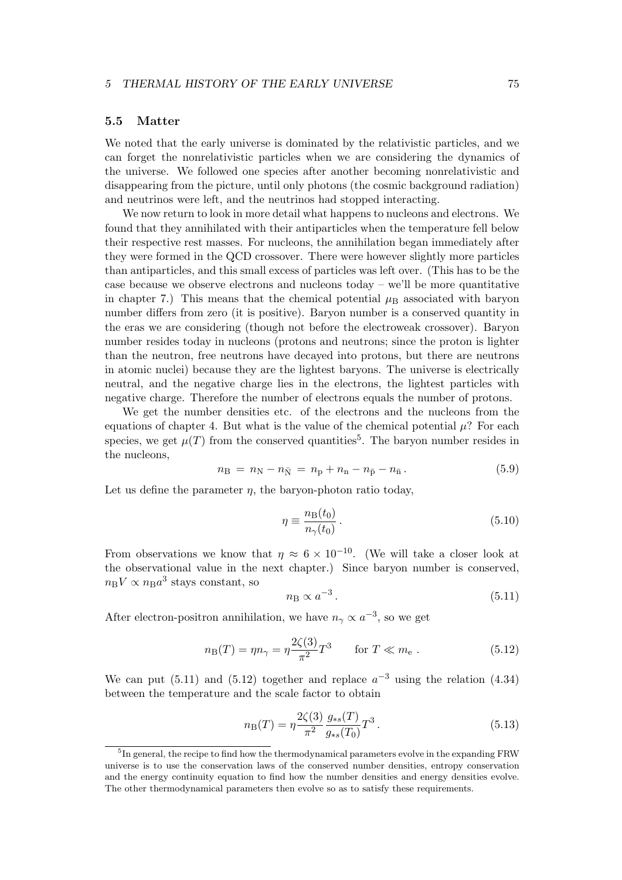## 5.5 Matter

We noted that the early universe is dominated by the relativistic particles, and we can forget the nonrelativistic particles when we are considering the dynamics of the universe. We followed one species after another becoming nonrelativistic and disappearing from the picture, until only photons (the cosmic background radiation) and neutrinos were left, and the neutrinos had stopped interacting.

We now return to look in more detail what happens to nucleons and electrons. We found that they annihilated with their antiparticles when the temperature fell below their respective rest masses. For nucleons, the annihilation began immediately after they were formed in the QCD crossover. There were however slightly more particles than antiparticles, and this small excess of particles was left over. (This has to be the case because we observe electrons and nucleons today – we'll be more quantitative in chapter 7.) This means that the chemical potential $\mu_B$ associated with baryon number differs from zero (it is positive). Baryon number is a conserved quantity in the eras we are considering (though not before the electroweak crossover). Baryon number resides today in nucleons (protons and neutrons; since the proton is lighter than the neutron, free neutrons have decayed into protons, but there are neutrons in atomic nuclei) because they are the lightest baryons. The universe is electrically neutral, and the negative charge lies in the electrons, the lightest particles with negative charge. Therefore the number of electrons equals the number of protons.

We get the number densities etc. of the electrons and the nucleons from the equations of chapter 4. But what is the value of the chemical potential $\mu$? For each species, we get $\mu(T)$ from the conserved quantities[5]. The baryon number resides in the nucleons,

$$n_B = n_N - n_{\bar{N}} = n_p + n_n - n_{\bar{p}} - n_{\bar{n}} . \tag{5.9}$$

Let us define the parameter $\eta$, the baryon-photon ratio today,

$$\eta \equiv \frac{n_B(t_0)}{n_\gamma(t_0)} . \tag{5.10}$$

From observations we know that $\eta \approx 6 \times 10^{-10}$. (We will take a closer look at the observational value in the next chapter.) Since baryon number is conserved, $n_B V \propto n_B a^3$ stays constant, so

$$n_B \propto a^{-3} . \tag{5.11}$$

After electron-positron annihilation, we have $n_\gamma \propto a^{-3}$, so we get

$$n_B(T) = \eta n_\gamma = \eta \frac{2\zeta(3)}{\pi^2} T^3 \qquad \text{for } T \ll m_e . \tag{5.12}$$

We can put (5.11) and (5.12) together and replace $a^{-3}$ using the relation (4.34) between the temperature and the scale factor to obtain

$$n_B(T) = \eta \frac{2\zeta(3)}{\pi^2} \frac{g_{*s}(T)}{g_{*s}(T_0)} T^3 . \tag{5.13}$$

[5] In general, the recipe to find how the thermodynamical parameters evolve in the expanding FRW universe is to use the conservation laws of the conserved number densities, entropy conservation and the energy continuity equation to find how the number densities and energy densities evolve. The other thermodynamical parameters then evolve so as to satisfy these requirements.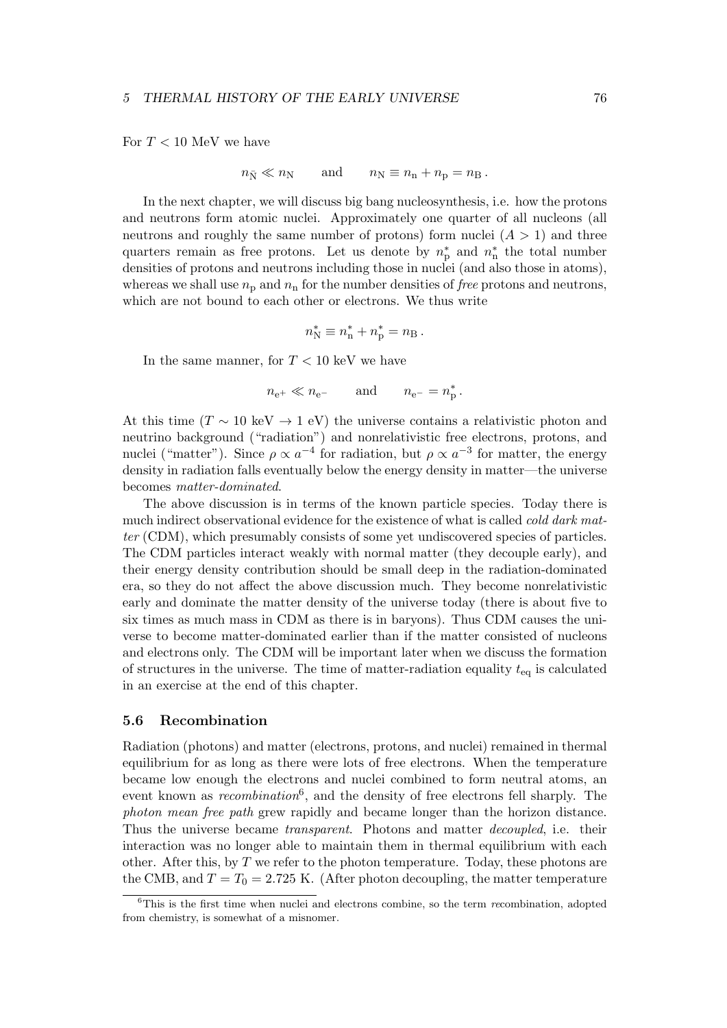For $T < 10$ MeV we have

$$n_{\bar{N}} \ll n_N \qquad \text{and} \qquad n_N \equiv n_n + n_p = n_B \,.$$

In the next chapter, we will discuss big bang nucleosynthesis, i.e. how the protons and neutrons form atomic nuclei. Approximately one quarter of all nucleons (all neutrons and roughly the same number of protons) form nuclei ($A > 1$) and three quarters remain as free protons. Let us denote by $n_p^*$ and $n_n^*$ the total number densities of protons and neutrons including those in nuclei (and also those in atoms), whereas we shall use $n_p$ and $n_n$ for the number densities of *free* protons and neutrons, which are not bound to each other or electrons. We thus write

$$n_N^* \equiv n_n^* + n_p^* = n_B \,.$$

In the same manner, for $T < 10$ keV we have

$$n_{e^+} \ll n_{e^-} \qquad \text{and} \qquad n_{e^-} = n_p^* \,.$$

At this time ($T \sim 10$ keV $\rightarrow 1$ eV) the universe contains a relativistic photon and neutrino background ("radiation") and nonrelativistic free electrons, protons, and nuclei ("matter"). Since $\rho \propto a^{-4}$ for radiation, but $\rho \propto a^{-3}$ for matter, the energy density in radiation falls eventually below the energy density in matter—the universe becomes *matter-dominated*.

The above discussion is in terms of the known particle species. Today there is much indirect observational evidence for the existence of what is called *cold dark matter* (CDM), which presumably consists of some yet undiscovered species of particles. The CDM particles interact weakly with normal matter (they decouple early), and their energy density contribution should be small deep in the radiation-dominated era, so they do not affect the above discussion much. They become nonrelativistic early and dominate the matter density of the universe today (there is about five to six times as much mass in CDM as there is in baryons). Thus CDM causes the universe to become matter-dominated earlier than if the matter consisted of nucleons and electrons only. The CDM will be important later when we discuss the formation of structures in the universe. The time of matter-radiation equality $t_{eq}$ is calculated in an exercise at the end of this chapter.

### 5.6 Recombination

Radiation (photons) and matter (electrons, protons, and nuclei) remained in thermal equilibrium for as long as there were lots of free electrons. When the temperature became low enough the electrons and nuclei combined to form neutral atoms, an event known as *recombination*[6], and the density of free electrons fell sharply. The *photon mean free path* grew rapidly and became longer than the horizon distance. Thus the universe became *transparent*. Photons and matter *decoupled*, i.e. their interaction was no longer able to maintain them in thermal equilibrium with each other. After this, by $T$ we refer to the photon temperature. Today, these photons are the CMB, and $T = T_0 = 2.725$ K. (After photon decoupling, the matter temperature

[6] This is the first time when nuclei and electrons combine, so the term *re*combination, adopted from chemistry, is somewhat of a misnomer.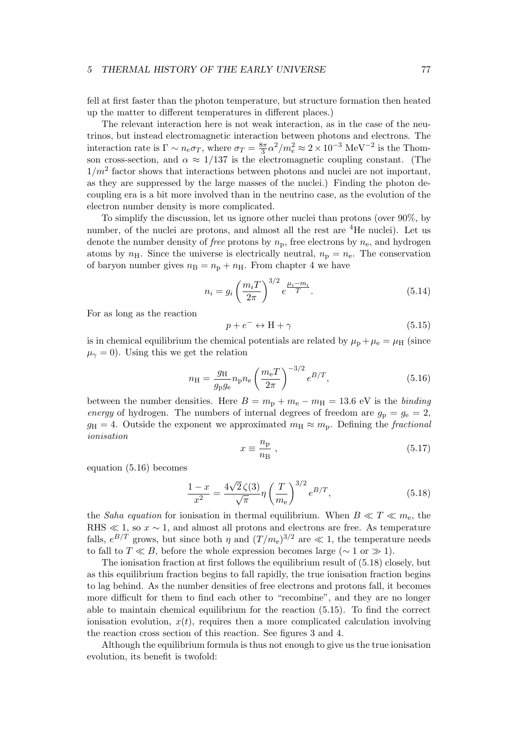fell at first faster than the photon temperature, but structure formation then heated up the matter to different temperatures in different places.)

The relevant interaction here is not weak interaction, as in the case of the neutrinos, but instead electromagnetic interaction between photons and electrons. The interaction rate is $\Gamma \sim n_e \sigma_T$, where $\sigma_T = \frac{8\pi}{3}\alpha^2/m_e^2 \approx 2 \times 10^{-3}\ \text{MeV}^{-2}$ is the Thomson cross-section, and $\alpha \approx 1/137$ is the electromagnetic coupling constant. (The $1/m^2$ factor shows that interactions between photons and nuclei are not important, as they are suppressed by the large masses of the nuclei.) Finding the photon decoupling era is a bit more involved than in the neutrino case, as the evolution of the electron number density is more complicated.

To simplify the discussion, let us ignore other nuclei than protons (over 90%, by number, of the nuclei are protons, and almost all the rest are $^4$He nuclei). Let us denote the number density of *free* protons by $n_\text{p}$, free electrons by $n_\text{e}$, and hydrogen atoms by $n_\text{H}$. Since the universe is electrically neutral, $n_\text{p} = n_\text{e}$. The conservation of baryon number gives $n_\text{B} = n_\text{p} + n_\text{H}$. From chapter 4 we have

$$n_i = g_i \left(\frac{m_i T}{2\pi}\right)^{3/2} e^{\frac{\mu_i - m_i}{T}}. \tag{5.14}$$

For as long as the reaction

$$p + e^- \leftrightarrow \text{H} + \gamma \tag{5.15}$$

is in chemical equilibrium the chemical potentials are related by $\mu_\text{p} + \mu_\text{e} = \mu_\text{H}$ (since $\mu_\gamma = 0$). Using this we get the relation

$$n_\text{H} = \frac{g_\text{H}}{g_\text{p} g_\text{e}} n_\text{p} n_\text{e} \left(\frac{m_\text{e} T}{2\pi}\right)^{-3/2} e^{B/T}, \tag{5.16}$$

between the number densities. Here $B = m_\text{p} + m_\text{e} - m_\text{H} = 13.6$ eV is the *binding energy* of hydrogen. The numbers of internal degrees of freedom are $g_\text{p} = g_\text{e} = 2$, $g_\text{H} = 4$. Outside the exponent we approximated $m_\text{H} \approx m_\text{p}$. Defining the *fractional ionisation*

$$x \equiv \frac{n_\text{p}}{n_\text{B}}\ , \tag{5.17}$$

equation (5.16) becomes

$$\frac{1-x}{x^2} = \frac{4\sqrt{2}\,\zeta(3)}{\sqrt{\pi}} \eta \left(\frac{T}{m_\text{e}}\right)^{3/2} e^{B/T}, \tag{5.18}$$

the *Saha equation* for ionisation in thermal equilibrium. When $B \ll T \ll m_\text{e}$, the RHS $\ll 1$, so $x \sim 1$, and almost all protons and electrons are free. As temperature falls, $e^{B/T}$ grows, but since both $\eta$ and $(T/m_\text{e})^{3/2}$ are $\ll 1$, the temperature needs to fall to $T \ll B$, before the whole expression becomes large ($\sim 1$ or $\gg 1$).

The ionisation fraction at first follows the equilibrium result of (5.18) closely, but as this equilibrium fraction begins to fall rapidly, the true ionisation fraction begins to lag behind. As the number densities of free electrons and protons fall, it becomes more difficult for them to find each other to "recombine", and they are no longer able to maintain chemical equilibrium for the reaction (5.15). To find the correct ionisation evolution, $x(t)$, requires then a more complicated calculation involving the reaction cross section of this reaction. See figures 3 and 4.

Although the equilibrium formula is thus not enough to give us the true ionisation evolution, its benefit is twofold: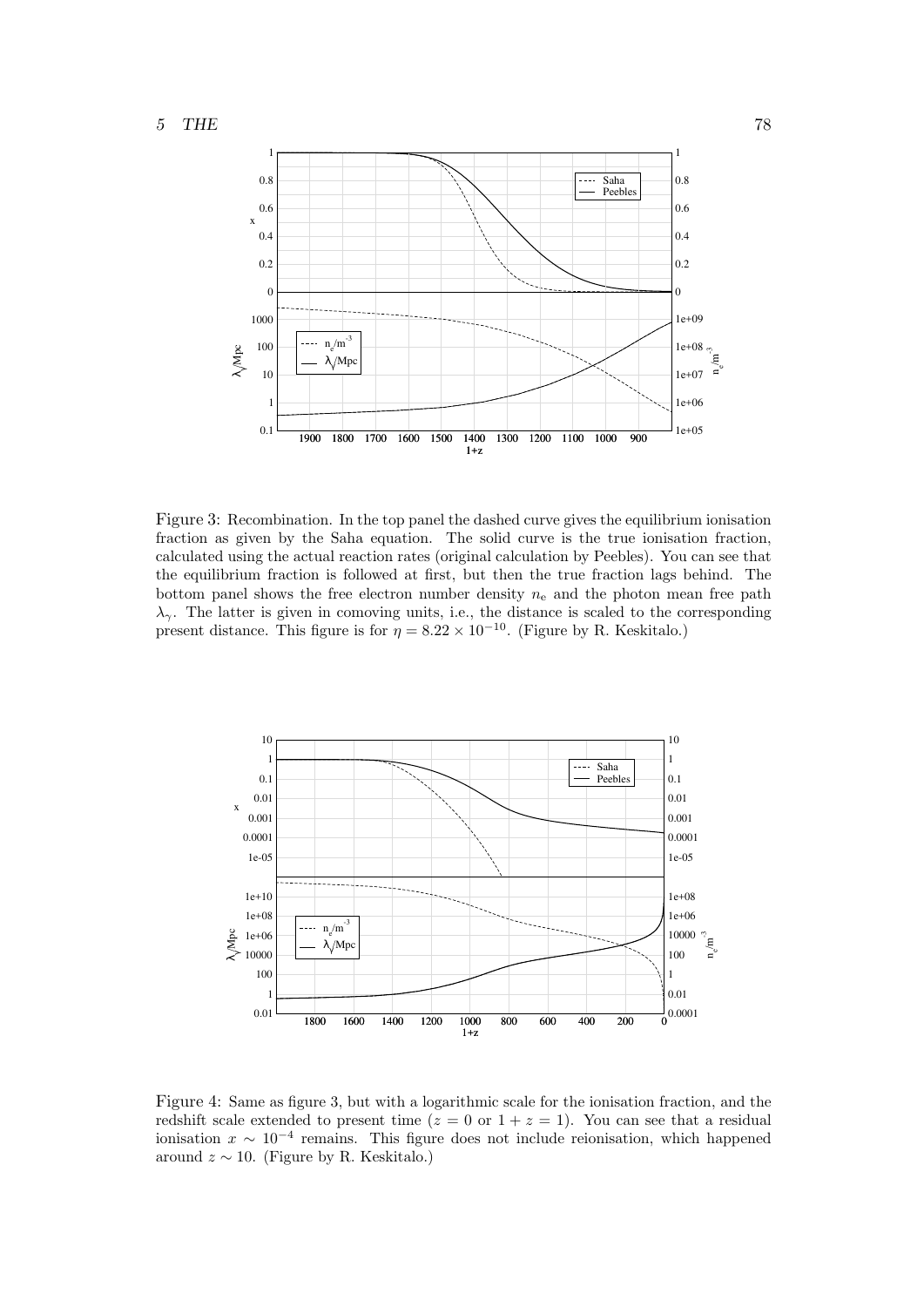Figure 3: Recombination. In the top panel the dashed curve gives the equilibrium ionisation fraction as given by the Saha equation. The solid curve is the true ionisation fraction, calculated using the actual reaction rates (original calculation by Peebles). You can see that the equilibrium fraction is followed at first, but then the true fraction lags behind. The bottom panel shows the free electron number density $n_e$ and the photon mean free path $\lambda_\gamma$. The latter is given in comoving units, i.e., the distance is scaled to the corresponding present distance. This figure is for $\eta = 8.22 \times 10^{-10}$. (Figure by R. Keskitalo.)

Figure 4: Same as figure 3, but with a logarithmic scale for the ionisation fraction, and the redshift scale extended to present time ($z = 0$ or $1 + z = 1$). You can see that a residual ionisation $x \sim 10^{-4}$ remains. This figure does not include reionisation, which happened around $z \sim 10$. (Figure by R. Keskitalo.)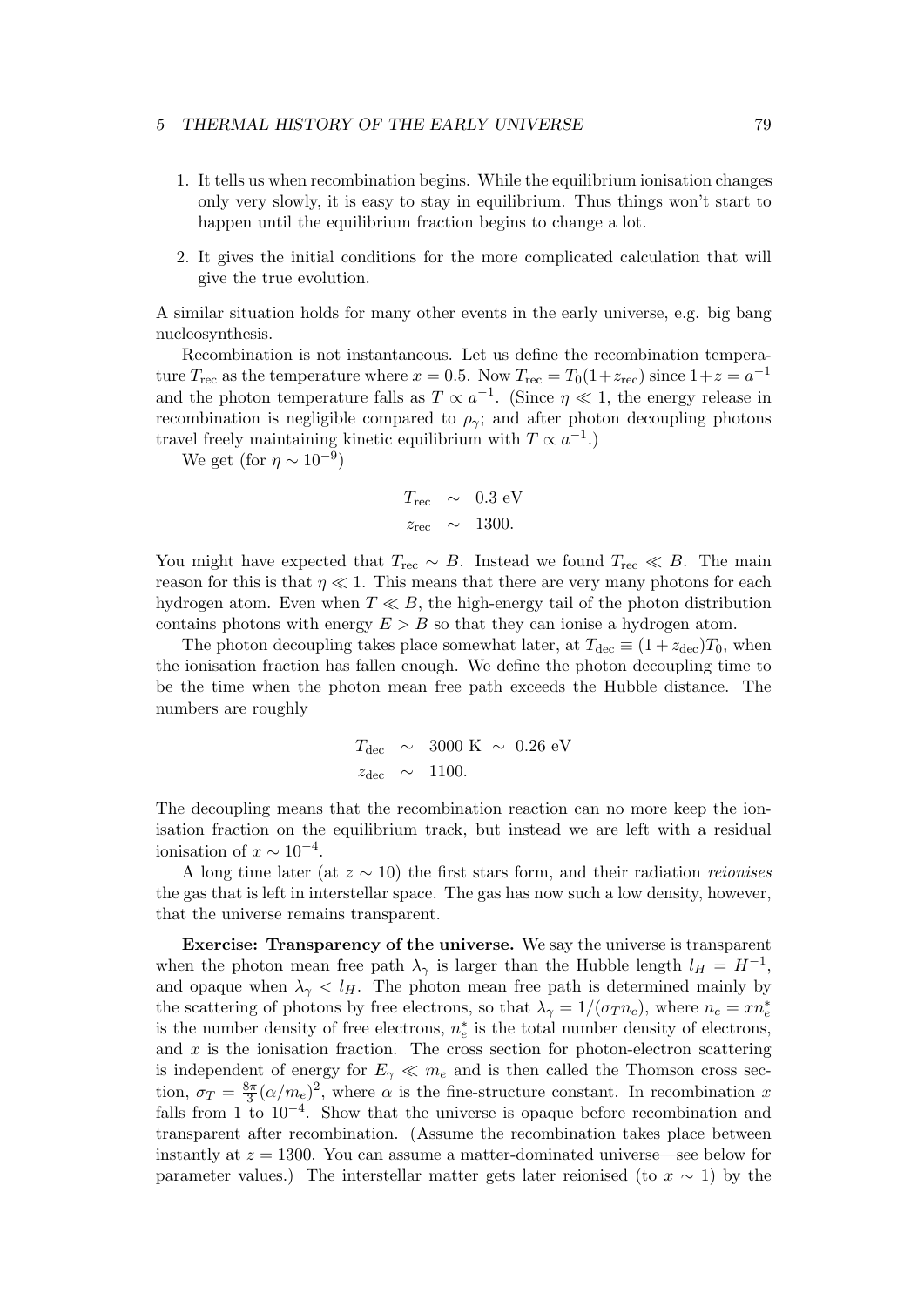1. It tells us when recombination begins. While the equilibrium ionisation changes only very slowly, it is easy to stay in equilibrium. Thus things won't start to happen until the equilibrium fraction begins to change a lot.

2. It gives the initial conditions for the more complicated calculation that will give the true evolution.

A similar situation holds for many other events in the early universe, e.g. big bang nucleosynthesis.

Recombination is not instantaneous. Let us define the recombination temperature $T_{\rm rec}$ as the temperature where $x = 0.5$. Now $T_{\rm rec} = T_0(1+z_{\rm rec})$ since $1+z = a^{-1}$ and the photon temperature falls as $T \propto a^{-1}$. (Since $\eta \ll 1$, the energy release in recombination is negligible compared to $\rho_\gamma$; and after photon decoupling photons travel freely maintaining kinetic equilibrium with $T \propto a^{-1}$.)

We get (for $\eta \sim 10^{-9}$)

$$
\begin{aligned}
T_{\rm rec} &\sim 0.3 \text{ eV} \\
z_{\rm rec} &\sim 1300.
\end{aligned}
$$

You might have expected that $T_{\rm rec} \sim B$. Instead we found $T_{\rm rec} \ll B$. The main reason for this is that $\eta \ll 1$. This means that there are very many photons for each hydrogen atom. Even when $T \ll B$, the high-energy tail of the photon distribution contains photons with energy $E > B$ so that they can ionise a hydrogen atom.

The photon decoupling takes place somewhat later, at $T_{\rm dec} \equiv (1+z_{\rm dec})T_0$, when the ionisation fraction has fallen enough. We define the photon decoupling time to be the time when the photon mean free path exceeds the Hubble distance. The numbers are roughly

$$
\begin{aligned}
T_{\rm dec} &\sim 3000 \text{ K} \sim 0.26 \text{ eV} \\
z_{\rm dec} &\sim 1100.
\end{aligned}
$$

The decoupling means that the recombination reaction can no more keep the ionisation fraction on the equilibrium track, but instead we are left with a residual ionisation of $x \sim 10^{-4}$.

A long time later (at $z \sim 10$) the first stars form, and their radiation *reionises* the gas that is left in interstellar space. The gas has now such a low density, however, that the universe remains transparent.

**Exercise: Transparency of the universe.** We say the universe is transparent when the photon mean free path $\lambda_\gamma$ is larger than the Hubble length $l_H = H^{-1}$, and opaque when $\lambda_\gamma < l_H$. The photon mean free path is determined mainly by the scattering of photons by free electrons, so that $\lambda_\gamma = 1/(\sigma_T n_e)$, where $n_e = x n_e^*$ is the number density of free electrons, $n_e^*$ is the total number density of electrons, and $x$ is the ionisation fraction. The cross section for photon-electron scattering is independent of energy for $E_\gamma \ll m_e$ and is then called the Thomson cross section, $\sigma_T = \frac{8\pi}{3}(\alpha/m_e)^2$, where $\alpha$ is the fine-structure constant. In recombination $x$ falls from 1 to $10^{-4}$. Show that the universe is opaque before recombination and transparent after recombination. (Assume the recombination takes place between instantly at $z = 1300$. You can assume a matter-dominated universe—see below for parameter values.) The interstellar matter gets later reionised (to $x \sim 1$) by the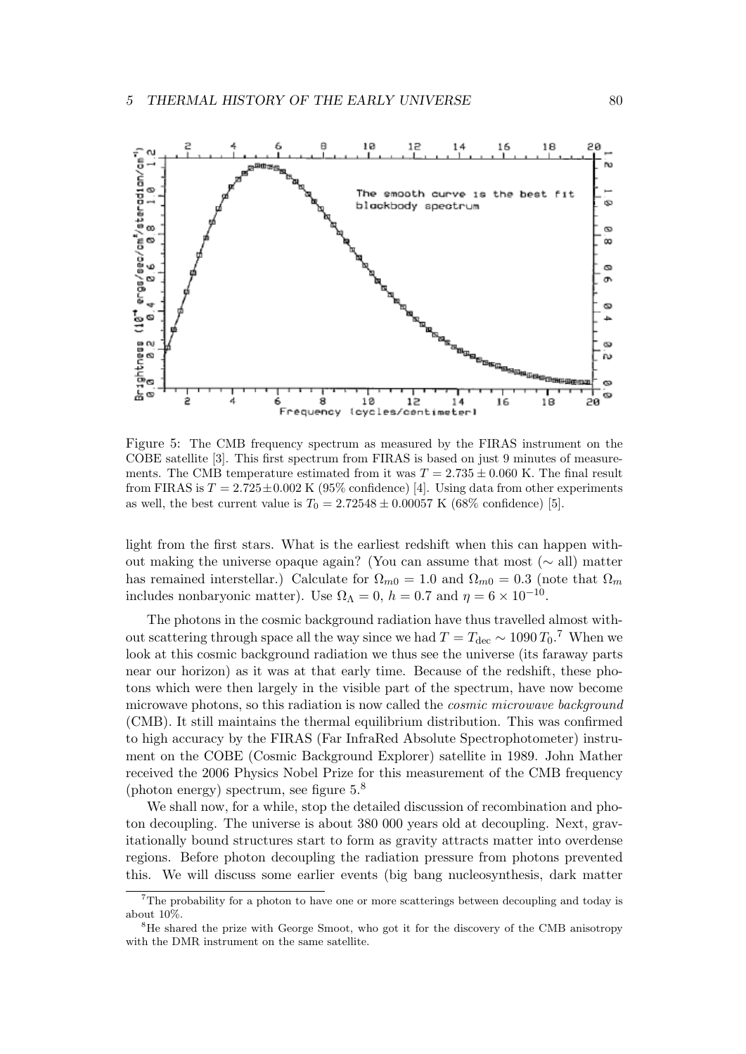Figure 5: The CMB frequency spectrum as measured by the FIRAS instrument on the COBE satellite [3]. This first spectrum from FIRAS is based on just 9 minutes of measurements. The CMB temperature estimated from it was $T = 2.735 \pm 0.060$ K. The final result from FIRAS is $T = 2.725 \pm 0.002$ K (95% confidence) [4]. Using data from other experiments as well, the best current value is $T_0 = 2.72548 \pm 0.00057$ K (68% confidence) [5].

light from the first stars. What is the earliest redshift when this can happen without making the universe opaque again? (You can assume that most ($\sim$ all) matter has remained interstellar.) Calculate for $\Omega_{m0} = 1.0$ and $\Omega_{m0} = 0.3$ (note that $\Omega_m$ includes nonbaryonic matter). Use $\Omega_\Lambda = 0$, $h = 0.7$ and $\eta = 6 \times 10^{-10}$.

The photons in the cosmic background radiation have thus travelled almost without scattering through space all the way since we had $T = T_{\text{dec}} \sim 1090\, T_0$.[7] When we look at this cosmic background radiation we thus see the universe (its faraway parts near our horizon) as it was at that early time. Because of the redshift, these photons which were then largely in the visible part of the spectrum, have now become microwave photons, so this radiation is now called the *cosmic microwave background* (CMB). It still maintains the thermal equilibrium distribution. This was confirmed to high accuracy by the FIRAS (Far InfraRed Absolute Spectrophotometer) instrument on the COBE (Cosmic Background Explorer) satellite in 1989. John Mather received the 2006 Physics Nobel Prize for this measurement of the CMB frequency (photon energy) spectrum, see figure 5.[8]

We shall now, for a while, stop the detailed discussion of recombination and photon decoupling. The universe is about 380 000 years old at decoupling. Next, gravitationally bound structures start to form as gravity attracts matter into overdense regions. Before photon decoupling the radiation pressure from photons prevented this. We will discuss some earlier events (big bang nucleosynthesis, dark matter

[7] The probability for a photon to have one or more scatterings between decoupling and today is about 10%.

[8] He shared the prize with George Smoot, who got it for the discovery of the CMB anisotropy with the DMR instrument on the same satellite.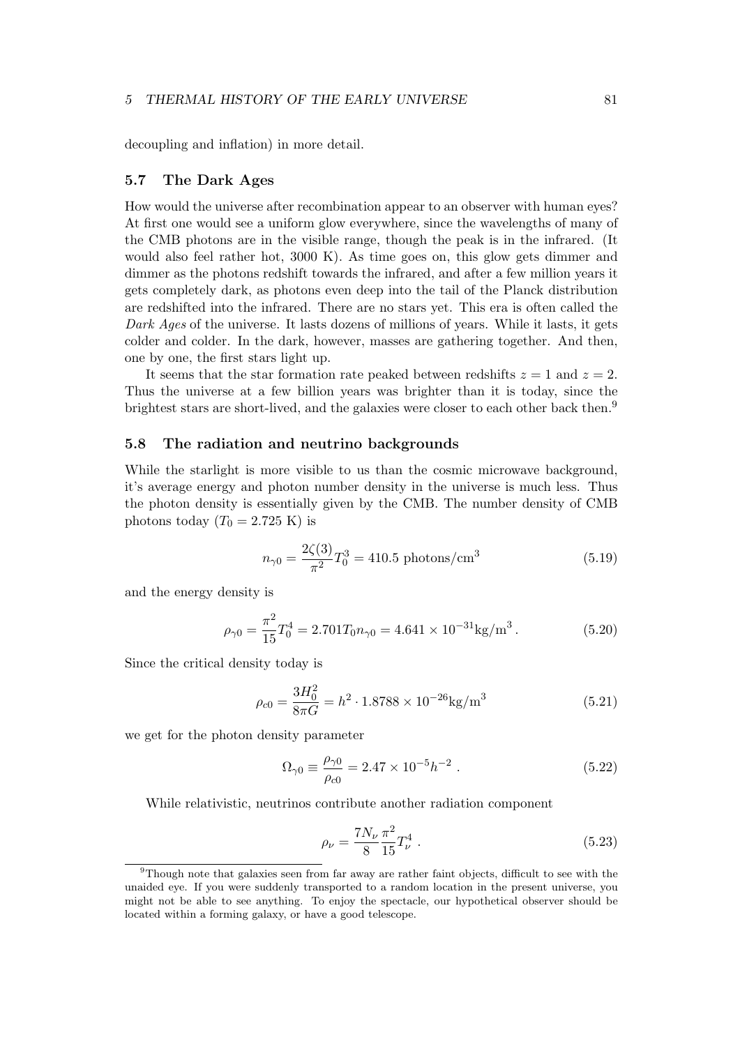decoupling and inflation) in more detail.

### 5.7 The Dark Ages

How would the universe after recombination appear to an observer with human eyes? At first one would see a uniform glow everywhere, since the wavelengths of many of the CMB photons are in the visible range, though the peak is in the infrared. (It would also feel rather hot, 3000 K). As time goes on, this glow gets dimmer and dimmer as the photons redshift towards the infrared, and after a few million years it gets completely dark, as photons even deep into the tail of the Planck distribution are redshifted into the infrared. There are no stars yet. This era is often called the *Dark Ages* of the universe. It lasts dozens of millions of years. While it lasts, it gets colder and colder. In the dark, however, masses are gathering together. And then, one by one, the first stars light up.

It seems that the star formation rate peaked between redshifts $z = 1$ and $z = 2$. Thus the universe at a few billion years was brighter than it is today, since the brightest stars are short-lived, and the galaxies were closer to each other back then.[9]

### 5.8 The radiation and neutrino backgrounds

While the starlight is more visible to us than the cosmic microwave background, it's average energy and photon number density in the universe is much less. Thus the photon density is essentially given by the CMB. The number density of CMB photons today ($T_0 = 2.725$ K) is

$$n_{\gamma 0} = \frac{2\zeta(3)}{\pi^2} T_0^3 = 410.5 \text{ photons/cm}^3 \tag{5.19}$$

and the energy density is

$$\rho_{\gamma 0} = \frac{\pi^2}{15} T_0^4 = 2.701 T_0 n_{\gamma 0} = 4.641 \times 10^{-31} \text{kg/m}^3 \,. \tag{5.20}$$

Since the critical density today is

$$\rho_{c0} = \frac{3H_0^2}{8\pi G} = h^2 \cdot 1.8788 \times 10^{-26} \text{kg/m}^3 \tag{5.21}$$

we get for the photon density parameter

$$\Omega_{\gamma 0} \equiv \frac{\rho_{\gamma 0}}{\rho_{c0}} = 2.47 \times 10^{-5} h^{-2} \,. \tag{5.22}$$

While relativistic, neutrinos contribute another radiation component

$$\rho_\nu = \frac{7N_\nu}{8} \frac{\pi^2}{15} T_\nu^4 \,. \tag{5.23}$$

[9]Though note that galaxies seen from far away are rather faint objects, difficult to see with the unaided eye. If you were suddenly transported to a random location in the present universe, you might not be able to see anything. To enjoy the spectacle, our hypothetical observer should be located within a forming galaxy, or have a good telescope.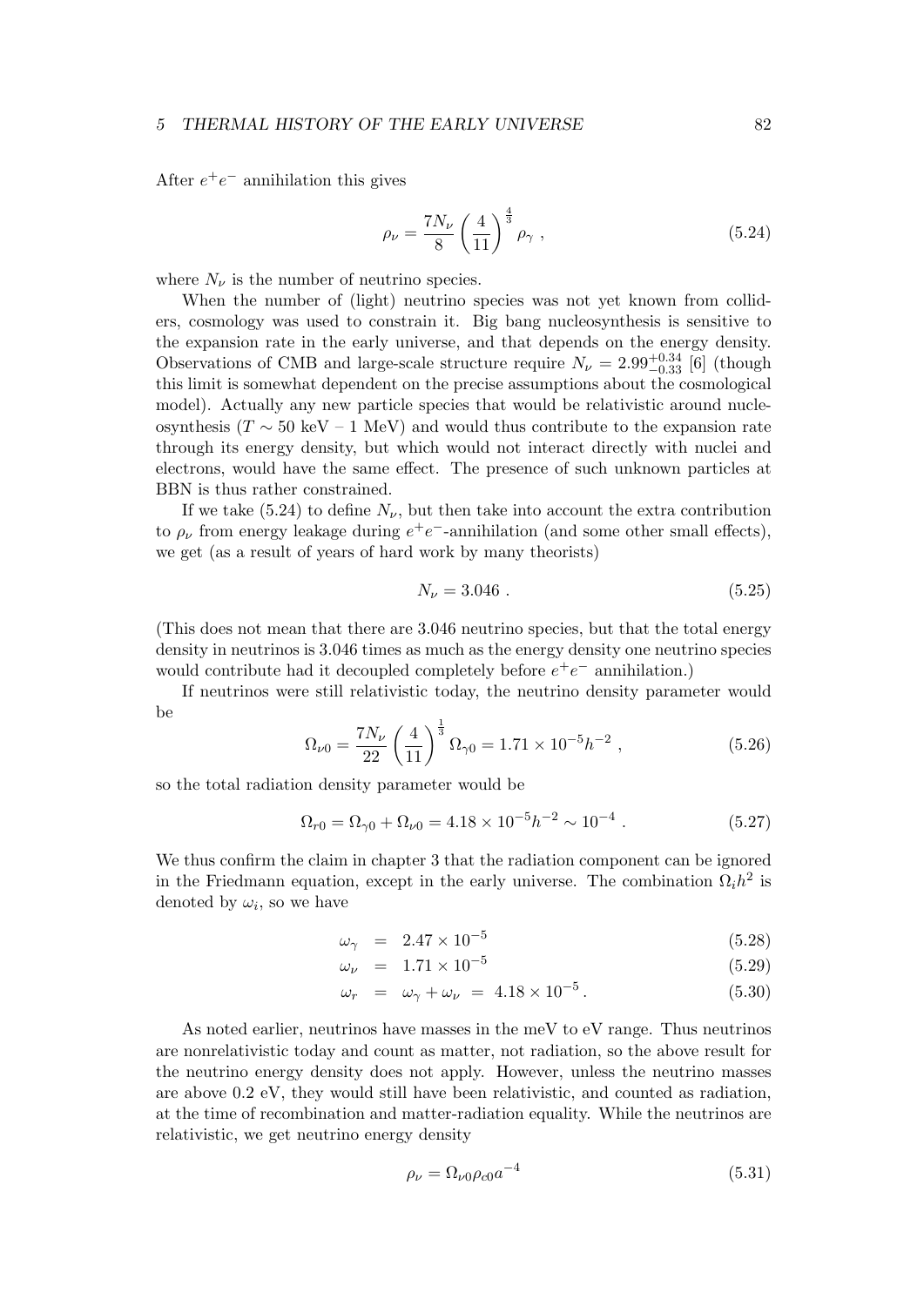After $e^+e^-$ annihilation this gives

$$\rho_\nu = \frac{7N_\nu}{8}\left(\frac{4}{11}\right)^{\frac{4}{3}}\rho_\gamma \,, \tag{5.24}$$

where $N_\nu$ is the number of neutrino species.

When the number of (light) neutrino species was not yet known from colliders, cosmology was used to constrain it. Big bang nucleosynthesis is sensitive to the expansion rate in the early universe, and that depends on the energy density. Observations of CMB and large-scale structure require $N_\nu = 2.99^{+0.34}_{-0.33}$ [6] (though this limit is somewhat dependent on the precise assumptions about the cosmological model). Actually any new particle species that would be relativistic around nucleosynthesis ($T \sim 50$ keV – 1 MeV) and would thus contribute to the expansion rate through its energy density, but which would not interact directly with nuclei and electrons, would have the same effect. The presence of such unknown particles at BBN is thus rather constrained.

If we take (5.24) to define $N_\nu$, but then take into account the extra contribution to $\rho_\nu$ from energy leakage during $e^+e^-$-annihilation (and some other small effects), we get (as a result of years of hard work by many theorists)

$$N_\nu = 3.046 \,. \tag{5.25}$$

(This does not mean that there are 3.046 neutrino species, but that the total energy density in neutrinos is 3.046 times as much as the energy density one neutrino species would contribute had it decoupled completely before $e^+e^-$ annihilation.)

If neutrinos were still relativistic today, the neutrino density parameter would be

$$\Omega_{\nu 0} = \frac{7N_\nu}{22}\left(\frac{4}{11}\right)^{\frac{1}{3}}\Omega_{\gamma 0} = 1.71\times 10^{-5}h^{-2} \,, \tag{5.26}$$

so the total radiation density parameter would be

$$\Omega_{r0} = \Omega_{\gamma 0} + \Omega_{\nu 0} = 4.18\times 10^{-5}h^{-2} \sim 10^{-4} \,. \tag{5.27}$$

We thus confirm the claim in chapter 3 that the radiation component can be ignored in the Friedmann equation, except in the early universe. The combination $\Omega_i h^2$ is denoted by $\omega_i$, so we have

$$\omega_\gamma = 2.47\times 10^{-5} \tag{5.28}$$

$$\omega_\nu = 1.71\times 10^{-5} \tag{5.29}$$

$$\omega_r = \omega_\gamma + \omega_\nu = 4.18\times 10^{-5} \,. \tag{5.30}$$

As noted earlier, neutrinos have masses in the meV to eV range. Thus neutrinos are nonrelativistic today and count as matter, not radiation, so the above result for the neutrino energy density does not apply. However, unless the neutrino masses are above 0.2 eV, they would still have been relativistic, and counted as radiation, at the time of recombination and matter-radiation equality. While the neutrinos are relativistic, we get neutrino energy density

$$\rho_\nu = \Omega_{\nu 0}\rho_{c0}a^{-4} \tag{5.31}$$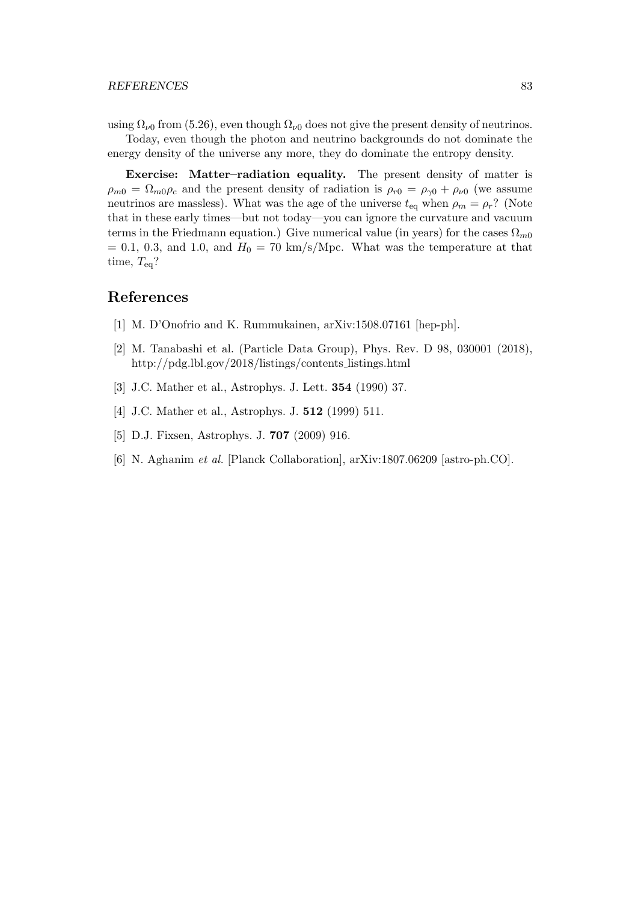using $\Omega_{\nu 0}$ from (5.26), even though $\Omega_{\nu 0}$ does not give the present density of neutrinos.

Today, even though the photon and neutrino backgrounds do not dominate the energy density of the universe any more, they do dominate the entropy density.

**Exercise: Matter–radiation equality.** The present density of matter is $\rho_{m0} = \Omega_{m0}\rho_c$ and the present density of radiation is $\rho_{r0} = \rho_{\gamma 0} + \rho_{\nu 0}$ (we assume neutrinos are massless). What was the age of the universe $t_{\rm eq}$ when $\rho_m = \rho_r$? (Note that in these early times—but not today—you can ignore the curvature and vacuum terms in the Friedmann equation.) Give numerical value (in years) for the cases $\Omega_{m0}$ = 0.1, 0.3, and 1.0, and $H_0$ = 70 km/s/Mpc. What was the temperature at that time, $T_{\rm eq}$?

## References

[1] M. D'Onofrio and K. Rummukainen, arXiv:1508.07161 [hep-ph].

[2] M. Tanabashi et al. (Particle Data Group), Phys. Rev. D 98, 030001 (2018), http://pdg.lbl.gov/2018/listings/contents_listings.html

[3] J.C. Mather et al., Astrophys. J. Lett. **354** (1990) 37.

[4] J.C. Mather et al., Astrophys. J. **512** (1999) 511.

[5] D.J. Fixsen, Astrophys. J. **707** (2009) 916.

[6] N. Aghanim *et al.* [Planck Collaboration], arXiv:1807.06209 [astro-ph.CO].